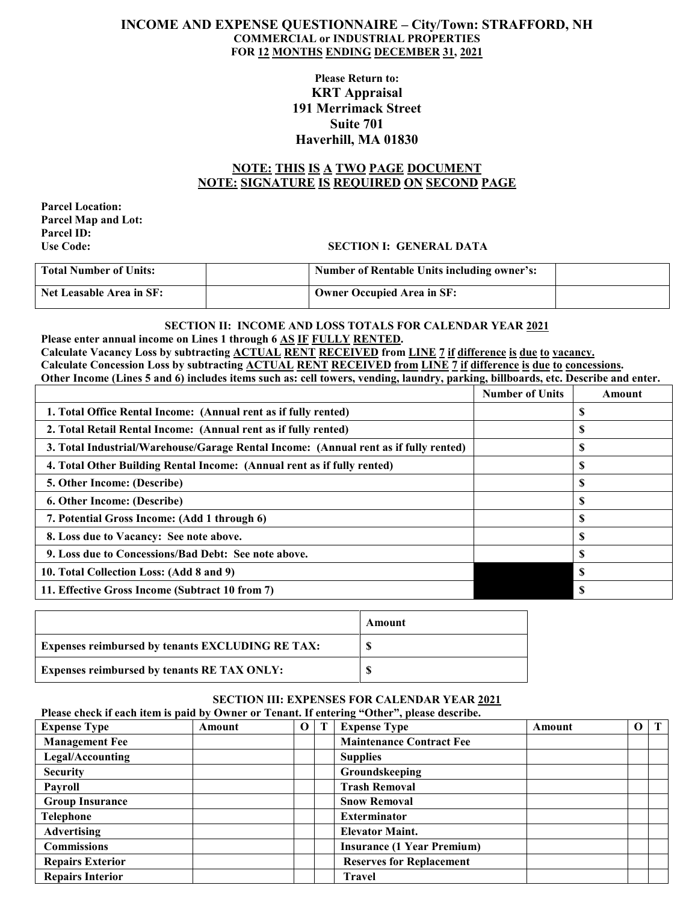# INCOME AND EXPENSE QUESTIONNAIRE – City/Town: STRAFFORD, NH

**COMMERCIAL or INDUSTRIAL PROPERTIES**

**FOR 12 MONTHS ENDING DECEMBER 31, 2021**

**Please Return to:**

**KRT Appraisal**
**191 Merrimack Street**
**Suite 701**
**Haverhill, MA 01830**

**NOTE: THIS IS A TWO PAGE DOCUMENT**
**NOTE: SIGNATURE IS REQUIRED ON SECOND PAGE**

**Parcel Location:**
**Parcel Map and Lot:**
**Parcel ID:**
**Use Code:**

## SECTION I: GENERAL DATA

| **Total Number of Units:** | | **Number of Rentable Units including owner's:** | |
|---|---|---|---|
| **Net Leasable Area in SF:** | | **Owner Occupied Area in SF:** | |

## SECTION II: INCOME AND LOSS TOTALS FOR CALENDAR YEAR 2021

**Please enter annual income on Lines 1 through 6 AS IF FULLY RENTED.**
**Calculate Vacancy Loss by subtracting ACTUAL RENT RECEIVED from LINE 7 if difference is due to vacancy.**
**Calculate Concession Loss by subtracting ACTUAL RENT RECEIVED from LINE 7 if difference is due to concessions.**
**Other Income (Lines 5 and 6) includes items such as: cell towers, vending, laundry, parking, billboards, etc. Describe and enter.**

| | Number of Units | Amount |
|---|---|---|
| 1. Total Office Rental Income: (Annual rent as if fully rented) | | $ |
| 2. Total Retail Rental Income: (Annual rent as if fully rented) | | $ |
| 3. Total Industrial/Warehouse/Garage Rental Income: (Annual rent as if fully rented) | | $ |
| 4. Total Other Building Rental Income: (Annual rent as if fully rented) | | $ |
| 5. Other Income: (Describe) | | $ |
| 6. Other Income: (Describe) | | $ |
| 7. Potential Gross Income: (Add 1 through 6) | | $ |
| 8. Loss due to Vacancy: See note above. | | $ |
| 9. Loss due to Concessions/Bad Debt: See note above. | | $ |
| 10. Total Collection Loss: (Add 8 and 9) | | $ |
| 11. Effective Gross Income (Subtract 10 from 7) | | $ |

| | Amount |
|---|---|
| **Expenses reimbursed by tenants EXCLUDING RE TAX:** | $ |
| **Expenses reimbursed by tenants RE TAX ONLY:** | $ |

## SECTION III: EXPENSES FOR CALENDAR YEAR 2021

**Please check if each item is paid by Owner or Tenant. If entering "Other", please describe.**

| Expense Type | Amount | O | T | Expense Type | Amount | O | T |
|---|---|---|---|---|---|---|---|
| Management Fee | | | | Maintenance Contract Fee | | | |
| Legal/Accounting | | | | Supplies | | | |
| Security | | | | Groundskeeping | | | |
| Payroll | | | | Trash Removal | | | |
| Group Insurance | | | | Snow Removal | | | |
| Telephone | | | | Exterminator | | | |
| Advertising | | | | Elevator Maint. | | | |
| Commissions | | | | Insurance (1 Year Premium) | | | |
| Repairs Exterior | | | | Reserves for Replacement | | | |
| Repairs Interior | | | | Travel | | | |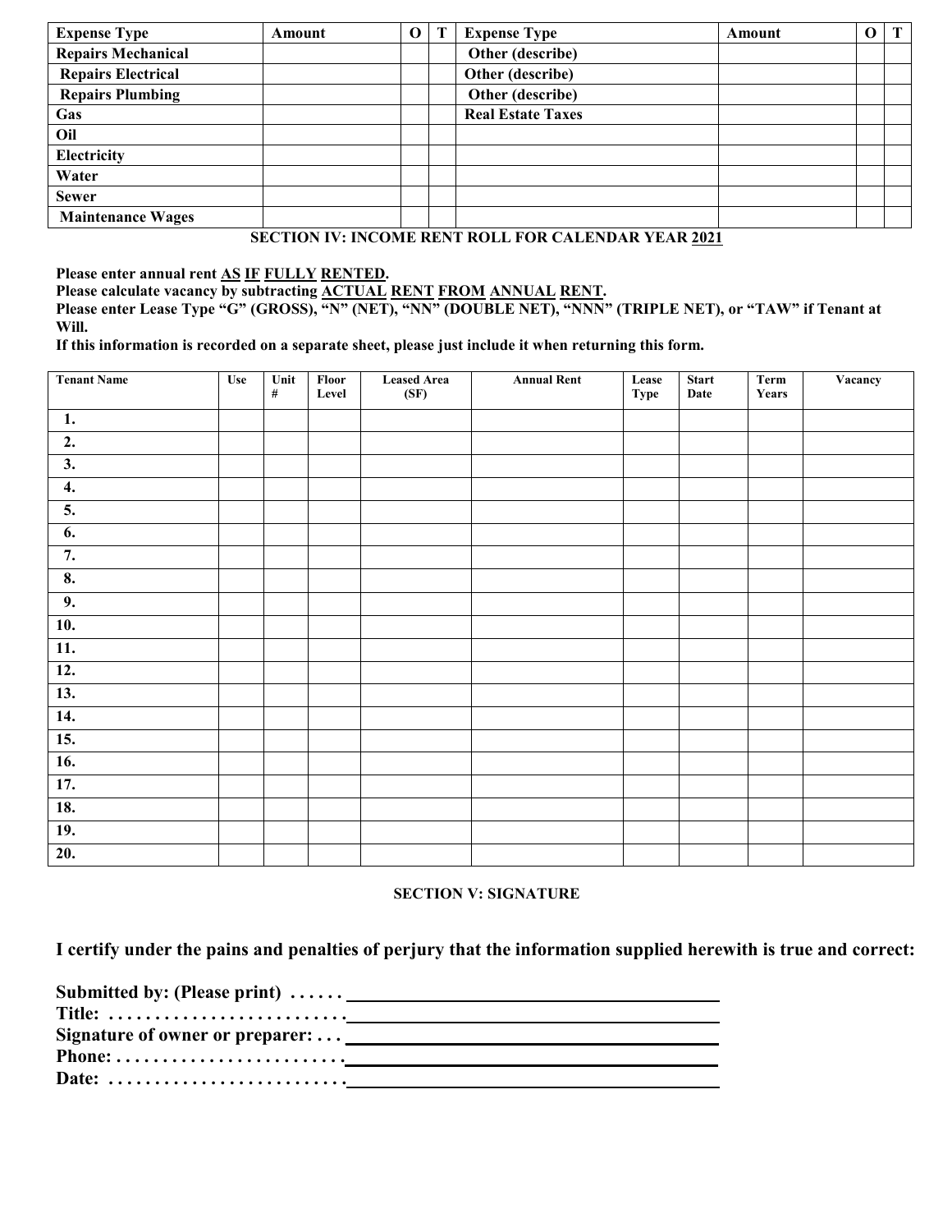| Expense Type | Amount | O | T | Expense Type | Amount | O | T |
|---|---|---|---|---|---|---|---|
| **Repairs Mechanical** | | | | **Other (describe)** | | | |
| **Repairs Electrical** | | | | **Other (describe)** | | | |
| **Repairs Plumbing** | | | | **Other (describe)** | | | |
| **Gas** | | | | **Real Estate Taxes** | | | |
| **Oil** | | | | | | | |
| **Electricity** | | | | | | | |
| **Water** | | | | | | | |
| **Sewer** | | | | | | | |
| **Maintenance Wages** | | | | | | | |

## SECTION IV: INCOME RENT ROLL FOR CALENDAR YEAR 2021

**Please enter annual rent AS IF FULLY RENTED.**
**Please calculate vacancy by subtracting ACTUAL RENT FROM ANNUAL RENT.**
**Please enter Lease Type "G" (GROSS), "N" (NET), "NN" (DOUBLE NET), "NNN" (TRIPLE NET), or "TAW" if Tenant at Will.**
**If this information is recorded on a separate sheet, please just include it when returning this form.**

| Tenant Name | Use | Unit # | Floor Level | Leased Area (SF) | Annual Rent | Lease Type | Start Date | Term Years | Vacancy |
|---|---|---|---|---|---|---|---|---|---|
| 1. | | | | | | | | | |
| 2. | | | | | | | | | |
| 3. | | | | | | | | | |
| 4. | | | | | | | | | |
| 5. | | | | | | | | | |
| 6. | | | | | | | | | |
| 7. | | | | | | | | | |
| 8. | | | | | | | | | |
| 9. | | | | | | | | | |
| 10. | | | | | | | | | |
| 11. | | | | | | | | | |
| 12. | | | | | | | | | |
| 13. | | | | | | | | | |
| 14. | | | | | | | | | |
| 15. | | | | | | | | | |
| 16. | | | | | | | | | |
| 17. | | | | | | | | | |
| 18. | | | | | | | | | |
| 19. | | | | | | | | | |
| 20. | | | | | | | | | |

## SECTION V: SIGNATURE

**I certify under the pains and penalties of perjury that the information supplied herewith is true and correct:**

**Submitted by: (Please print) ......** ____________________
**Title: .........................** ____________________
**Signature of owner or preparer: ...** ____________________
**Phone: .........................** ____________________
**Date: .........................** ____________________